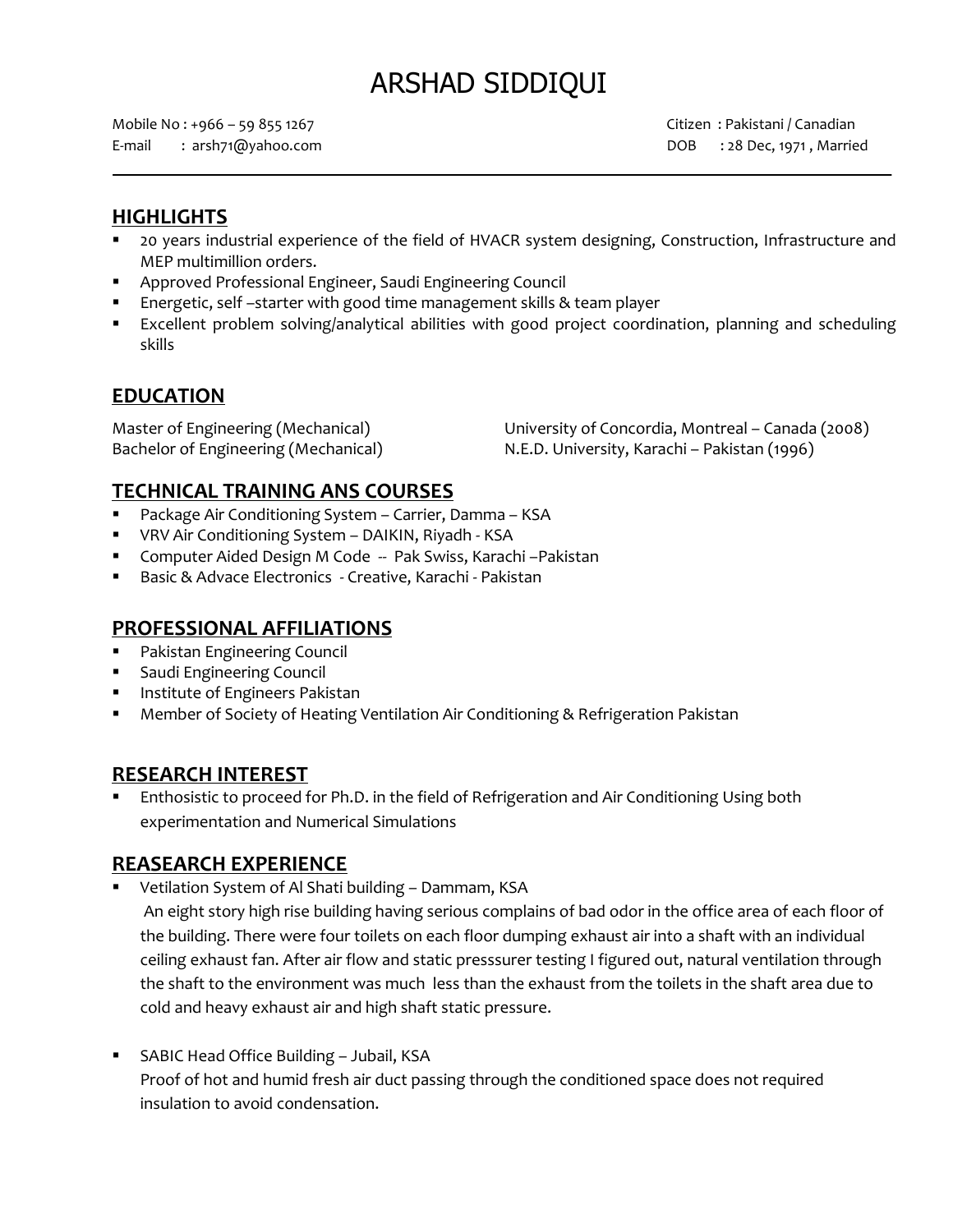# ARSHAD SIDDIQUI

Mobile No : +966 – 59 855 1267
E-mail : arsh71@yahoo.com

Citizen : Pakistani / Canadian
DOB : 28 Dec, 1971 , Married

---

## HIGHLIGHTS

- 20 years industrial experience of the field of HVACR system designing, Construction, Infrastructure and MEP multimillion orders.
- Approved Professional Engineer, Saudi Engineering Council
- Energetic, self –starter with good time management skills & team player
- Excellent problem solving/analytical abilities with good project coordination, planning and scheduling skills

## EDUCATION

Master of Engineering (Mechanical) — University of Concordia, Montreal – Canada (2008)
Bachelor of Engineering (Mechanical) — N.E.D. University, Karachi – Pakistan (1996)

## TECHNICAL TRAINING ANS COURSES

- Package Air Conditioning System – Carrier, Damma – KSA
- VRV Air Conditioning System – DAIKIN, Riyadh - KSA
- Computer Aided Design M Code -- Pak Swiss, Karachi –Pakistan
- Basic & Advace Electronics - Creative, Karachi - Pakistan

## PROFESSIONAL AFFILIATIONS

- Pakistan Engineering Council
- Saudi Engineering Council
- Institute of Engineers Pakistan
- Member of Society of Heating Ventilation Air Conditioning & Refrigeration Pakistan

## RESEARCH INTEREST

- Enthosistic to proceed for Ph.D. in the field of Refrigeration and Air Conditioning Using both experimentation and Numerical Simulations

## REASEARCH EXPERIENCE

- Vetilation System of Al Shati building – Dammam, KSA
  An eight story high rise building having serious complains of bad odor in the office area of each floor of the building. There were four toilets on each floor dumping exhaust air into a shaft with an individual ceiling exhaust fan. After air flow and static presssurer testing I figured out, natural ventilation through the shaft to the environment was much less than the exhaust from the toilets in the shaft area due to cold and heavy exhaust air and high shaft static pressure.

- SABIC Head Office Building – Jubail, KSA
  Proof of hot and humid fresh air duct passing through the conditioned space does not required insulation to avoid condensation.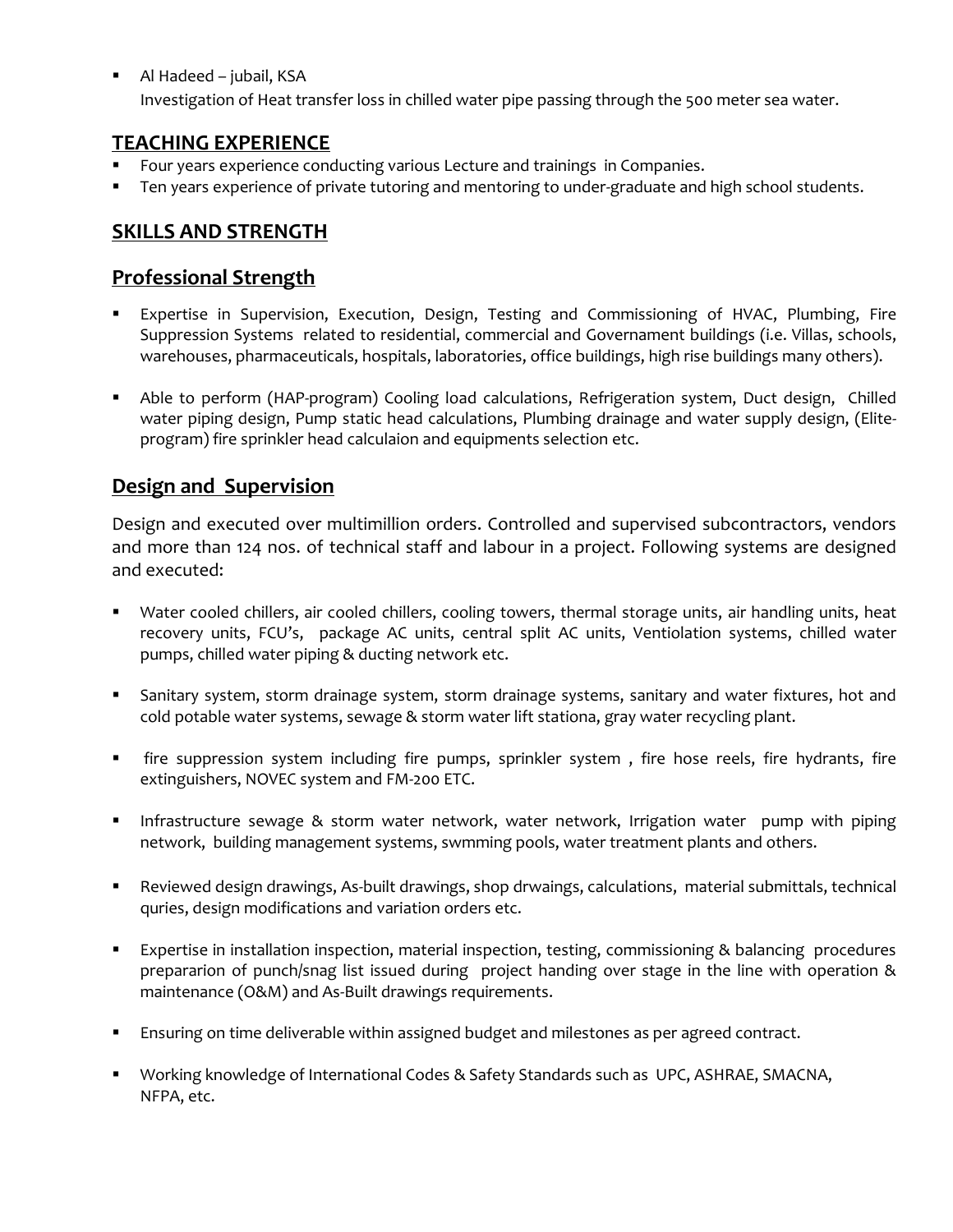- Al Hadeed – jubail, KSA
  Investigation of Heat transfer loss in chilled water pipe passing through the 500 meter sea water.

## TEACHING EXPERIENCE

- Four years experience conducting various Lecture and trainings in Companies.
- Ten years experience of private tutoring and mentoring to under-graduate and high school students.

## SKILLS AND STRENGTH

## Professional Strength

- Expertise in Supervision, Execution, Design, Testing and Commissioning of HVAC, Plumbing, Fire Suppression Systems related to residential, commercial and Governament buildings (i.e. Villas, schools, warehouses, pharmaceuticals, hospitals, laboratories, office buildings, high rise buildings many others).

- Able to perform (HAP-program) Cooling load calculations, Refrigeration system, Duct design, Chilled water piping design, Pump static head calculations, Plumbing drainage and water supply design, (Elite-program) fire sprinkler head calculaion and equipments selection etc.

## Design and Supervision

Design and executed over multimillion orders. Controlled and supervised subcontractors, vendors and more than 124 nos. of technical staff and labour in a project. Following systems are designed and executed:

- Water cooled chillers, air cooled chillers, cooling towers, thermal storage units, air handling units, heat recovery units, FCU's, package AC units, central split AC units, Ventiolation systems, chilled water pumps, chilled water piping & ducting network etc.

- Sanitary system, storm drainage system, storm drainage systems, sanitary and water fixtures, hot and cold potable water systems, sewage & storm water lift stationa, gray water recycling plant.

- fire suppression system including fire pumps, sprinkler system , fire hose reels, fire hydrants, fire extinguishers, NOVEC system and FM-200 ETC.

- Infrastructure sewage & storm water network, water network, Irrigation water pump with piping network, building management systems, swmming pools, water treatment plants and others.

- Reviewed design drawings, As-built drawings, shop drwaings, calculations, material submittals, technical quries, design modifications and variation orders etc.

- Expertise in installation inspection, material inspection, testing, commissioning & balancing procedures prepararion of punch/snag list issued during project handing over stage in the line with operation & maintenance (O&M) and As-Built drawings requirements.

- Ensuring on time deliverable within assigned budget and milestones as per agreed contract.

- Working knowledge of International Codes & Safety Standards such as UPC, ASHRAE, SMACNA, NFPA, etc.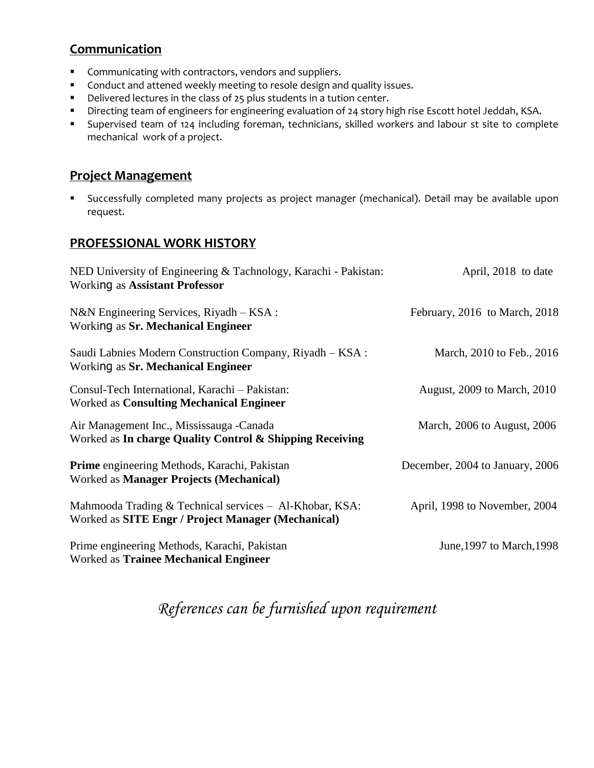## Communication

- Communicating with contractors, vendors and suppliers.
- Conduct and attened weekly meeting to resole design and quality issues.
- Delivered lectures in the class of 25 plus students in a tution center.
- Directing team of engineers for engineering evaluation of 24 story high rise Escott hotel Jeddah, KSA.
- Supervised team of 124 including foreman, technicians, skilled workers and labour st site to complete mechanical work of a project.

## Project Management

- Successfully completed many projects as project manager (mechanical). Detail may be available upon request.

## PROFESSIONAL WORK HISTORY

NED University of Engineering & Technology, Karachi - Pakistan: April, 2018 to date
Working as **Assistant Professor**

N&N Engineering Services, Riyadh – KSA : February, 2016 to March, 2018
Working as **Sr. Mechanical Engineer**

Saudi Labnies Modern Construction Company, Riyadh – KSA : March, 2010 to Feb., 2016
Working as **Sr. Mechanical Engineer**

Consul-Tech International, Karachi – Pakistan: August, 2009 to March, 2010
Worked as **Consulting Mechanical Engineer**

Air Management Inc., Mississauga -Canada March, 2006 to August, 2006
Worked as **In charge Quality Control & Shipping Receiving**

**Prime** engineering Methods, Karachi, Pakistan December, 2004 to January, 2006
Worked as **Manager Projects (Mechanical)**

Mahmooda Trading & Technical services – Al-Khobar, KSA: April, 1998 to November, 2004
Worked as **SITE Engr / Project Manager (Mechanical)**

Prime engineering Methods, Karachi, Pakistan June,1997 to March,1998
Worked as **Trainee Mechanical Engineer**

*References can be furnished upon requirement*